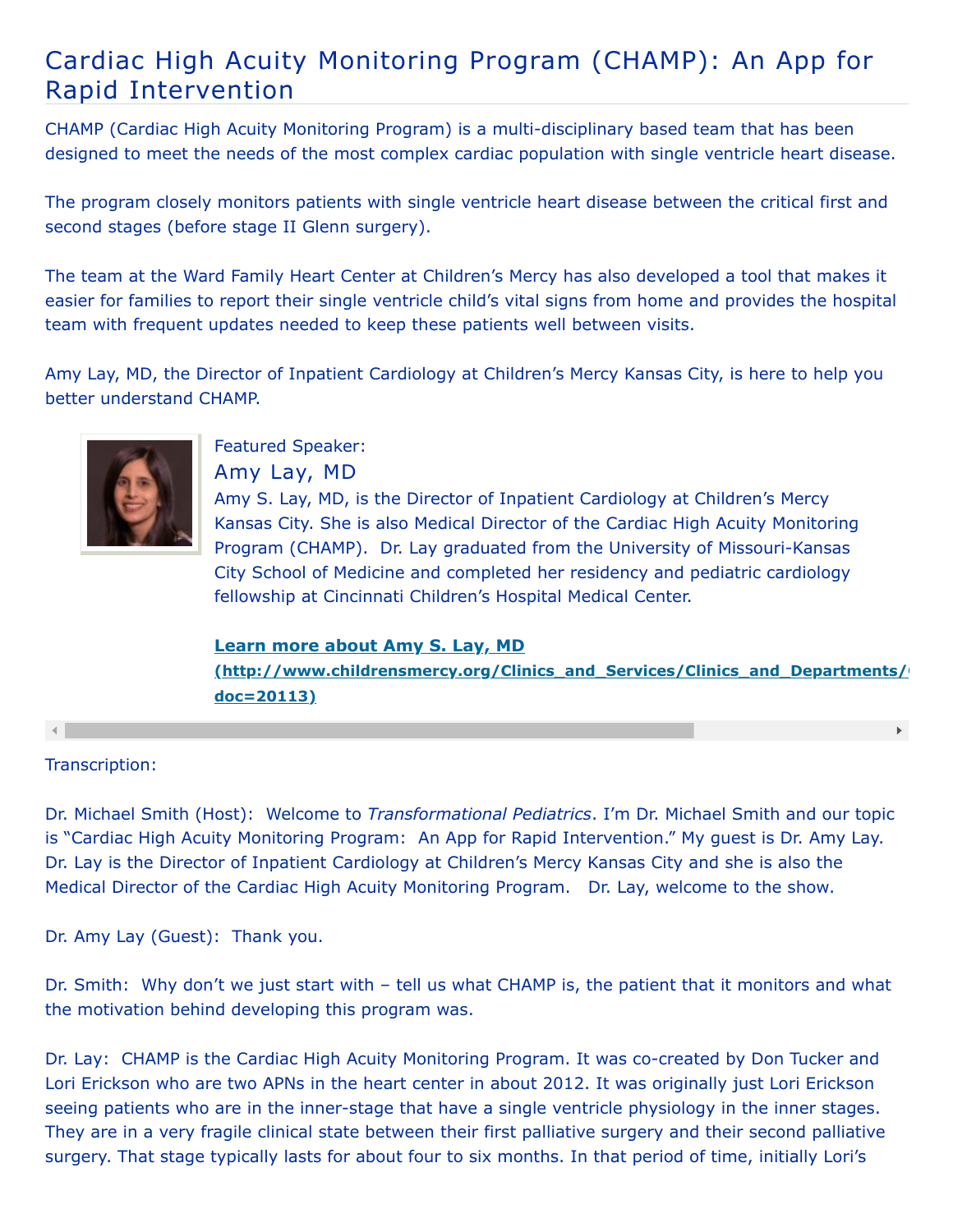# Cardiac High Acuity Monitoring Program (CHAMP): An App for Rapid Intervention

CHAMP (Cardiac High Acuity Monitoring Program) is a multi-disciplinary based team that has been designed to meet the needs of the most complex cardiac population with single ventricle heart disease.

The program closely monitors patients with single ventricle heart disease between the critical first and second stages (before stage II Glenn surgery).

The team at the Ward Family Heart Center at Children's Mercy has also developed a tool that makes it easier for families to report their single ventricle child's vital signs from home and provides the hospital team with frequent updates needed to keep these patients well between visits.

Amy Lay, MD, the Director of Inpatient Cardiology at Children's Mercy Kansas City, is here to help you better understand CHAMP.

Featured Speaker:

## Amy Lay, MD

Amy S. Lay, MD, is the Director of Inpatient Cardiology at Children's Mercy Kansas City. She is also Medical Director of the Cardiac High Acuity Monitoring Program (CHAMP). Dr. Lay graduated from the University of Missouri-Kansas City School of Medicine and completed her residency and pediatric cardiology fellowship at Cincinnati Children's Hospital Medical Center.

**Learn more about Amy S. Lay, MD (http://www.childrensmercy.org/Clinics_and_Services/Clinics_and_Departments/( doc=20113)**

Transcription:

Dr. Michael Smith (Host): Welcome to *Transformational Pediatrics*. I'm Dr. Michael Smith and our topic is "Cardiac High Acuity Monitoring Program: An App for Rapid Intervention." My guest is Dr. Amy Lay. Dr. Lay is the Director of Inpatient Cardiology at Children's Mercy Kansas City and she is also the Medical Director of the Cardiac High Acuity Monitoring Program. Dr. Lay, welcome to the show.

Dr. Amy Lay (Guest): Thank you.

Dr. Smith: Why don't we just start with – tell us what CHAMP is, the patient that it monitors and what the motivation behind developing this program was.

Dr. Lay: CHAMP is the Cardiac High Acuity Monitoring Program. It was co-created by Don Tucker and Lori Erickson who are two APNs in the heart center in about 2012. It was originally just Lori Erickson seeing patients who are in the inner-stage that have a single ventricle physiology in the inner stages. They are in a very fragile clinical state between their first palliative surgery and their second palliative surgery. That stage typically lasts for about four to six months. In that period of time, initially Lori's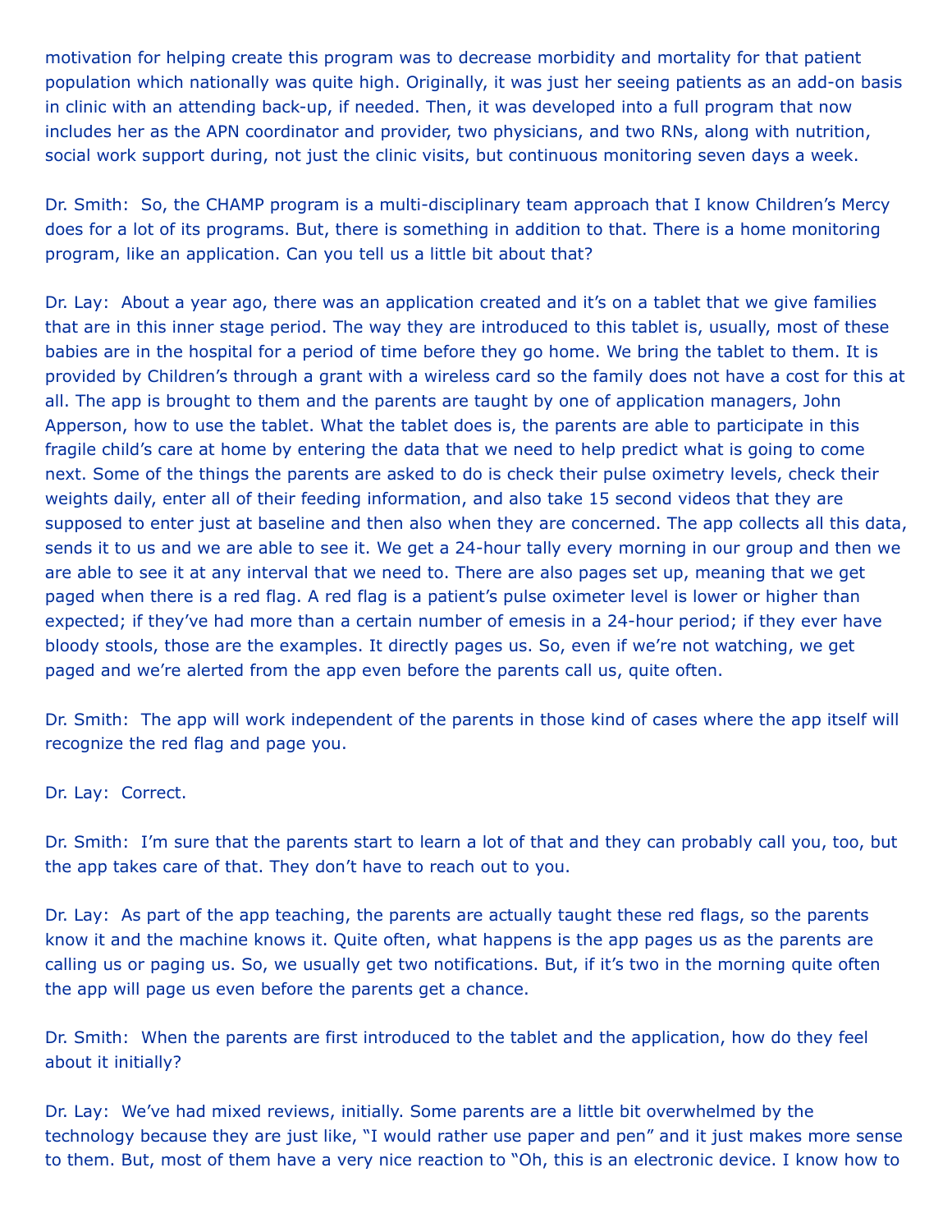motivation for helping create this program was to decrease morbidity and mortality for that patient population which nationally was quite high. Originally, it was just her seeing patients as an add-on basis in clinic with an attending back-up, if needed. Then, it was developed into a full program that now includes her as the APN coordinator and provider, two physicians, and two RNs, along with nutrition, social work support during, not just the clinic visits, but continuous monitoring seven days a week.

Dr. Smith: So, the CHAMP program is a multi-disciplinary team approach that I know Children's Mercy does for a lot of its programs. But, there is something in addition to that. There is a home monitoring program, like an application. Can you tell us a little bit about that?

Dr. Lay: About a year ago, there was an application created and it's on a tablet that we give families that are in this inner stage period. The way they are introduced to this tablet is, usually, most of these babies are in the hospital for a period of time before they go home. We bring the tablet to them. It is provided by Children's through a grant with a wireless card so the family does not have a cost for this at all. The app is brought to them and the parents are taught by one of application managers, John Apperson, how to use the tablet. What the tablet does is, the parents are able to participate in this fragile child's care at home by entering the data that we need to help predict what is going to come next. Some of the things the parents are asked to do is check their pulse oximetry levels, check their weights daily, enter all of their feeding information, and also take 15 second videos that they are supposed to enter just at baseline and then also when they are concerned. The app collects all this data, sends it to us and we are able to see it. We get a 24-hour tally every morning in our group and then we are able to see it at any interval that we need to. There are also pages set up, meaning that we get paged when there is a red flag. A red flag is a patient's pulse oximeter level is lower or higher than expected; if they've had more than a certain number of emesis in a 24-hour period; if they ever have bloody stools, those are the examples. It directly pages us. So, even if we're not watching, we get paged and we're alerted from the app even before the parents call us, quite often.

Dr. Smith: The app will work independent of the parents in those kind of cases where the app itself will recognize the red flag and page you.

Dr. Lay: Correct.

Dr. Smith: I'm sure that the parents start to learn a lot of that and they can probably call you, too, but the app takes care of that. They don't have to reach out to you.

Dr. Lay: As part of the app teaching, the parents are actually taught these red flags, so the parents know it and the machine knows it. Quite often, what happens is the app pages us as the parents are calling us or paging us. So, we usually get two notifications. But, if it's two in the morning quite often the app will page us even before the parents get a chance.

Dr. Smith: When the parents are first introduced to the tablet and the application, how do they feel about it initially?

Dr. Lay: We've had mixed reviews, initially. Some parents are a little bit overwhelmed by the technology because they are just like, "I would rather use paper and pen" and it just makes more sense to them. But, most of them have a very nice reaction to "Oh, this is an electronic device. I know how to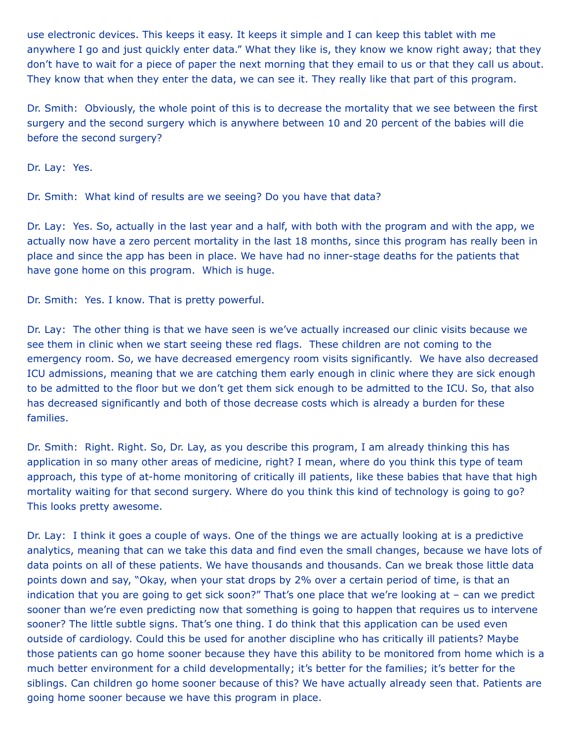use electronic devices. This keeps it easy. It keeps it simple and I can keep this tablet with me anywhere I go and just quickly enter data." What they like is, they know we know right away; that they don't have to wait for a piece of paper the next morning that they email to us or that they call us about. They know that when they enter the data, we can see it. They really like that part of this program.

Dr. Smith: Obviously, the whole point of this is to decrease the mortality that we see between the first surgery and the second surgery which is anywhere between 10 and 20 percent of the babies will die before the second surgery?

Dr. Lay: Yes.

Dr. Smith: What kind of results are we seeing? Do you have that data?

Dr. Lay: Yes. So, actually in the last year and a half, with both with the program and with the app, we actually now have a zero percent mortality in the last 18 months, since this program has really been in place and since the app has been in place. We have had no inner-stage deaths for the patients that have gone home on this program. Which is huge.

Dr. Smith: Yes. I know. That is pretty powerful.

Dr. Lay: The other thing is that we have seen is we've actually increased our clinic visits because we see them in clinic when we start seeing these red flags. These children are not coming to the emergency room. So, we have decreased emergency room visits significantly. We have also decreased ICU admissions, meaning that we are catching them early enough in clinic where they are sick enough to be admitted to the floor but we don't get them sick enough to be admitted to the ICU. So, that also has decreased significantly and both of those decrease costs which is already a burden for these families.

Dr. Smith: Right. Right. So, Dr. Lay, as you describe this program, I am already thinking this has application in so many other areas of medicine, right? I mean, where do you think this type of team approach, this type of at-home monitoring of critically ill patients, like these babies that have that high mortality waiting for that second surgery. Where do you think this kind of technology is going to go? This looks pretty awesome.

Dr. Lay: I think it goes a couple of ways. One of the things we are actually looking at is a predictive analytics, meaning that can we take this data and find even the small changes, because we have lots of data points on all of these patients. We have thousands and thousands. Can we break those little data points down and say, "Okay, when your stat drops by 2% over a certain period of time, is that an indication that you are going to get sick soon?" That's one place that we're looking at – can we predict sooner than we're even predicting now that something is going to happen that requires us to intervene sooner? The little subtle signs. That's one thing. I do think that this application can be used even outside of cardiology. Could this be used for another discipline who has critically ill patients? Maybe those patients can go home sooner because they have this ability to be monitored from home which is a much better environment for a child developmentally; it's better for the families; it's better for the siblings. Can children go home sooner because of this? We have actually already seen that. Patients are going home sooner because we have this program in place.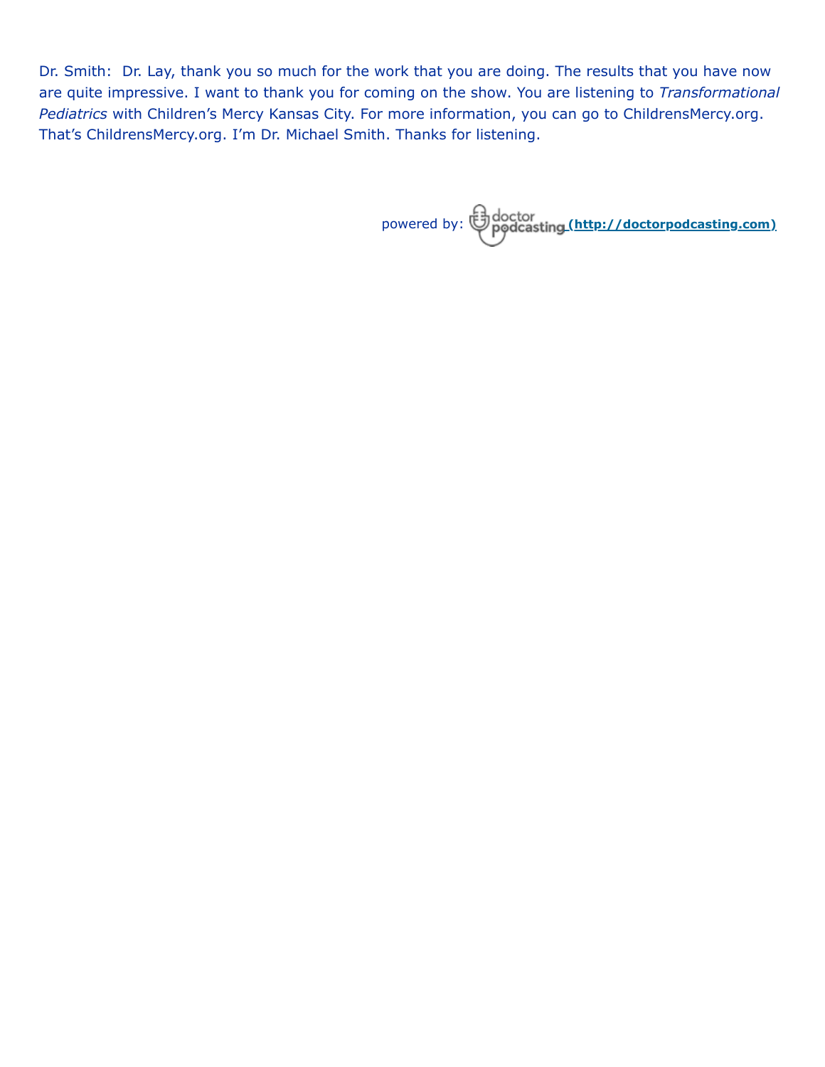Dr. Smith: Dr. Lay, thank you so much for the work that you are doing. The results that you have now are quite impressive. I want to thank you for coming on the show. You are listening to *Transformational Pediatrics* with Children's Mercy Kansas City. For more information, you can go to ChildrensMercy.org. That's ChildrensMercy.org. I'm Dr. Michael Smith. Thanks for listening.

powered by: doctor podcasting **(http://doctorpodcasting.com)**